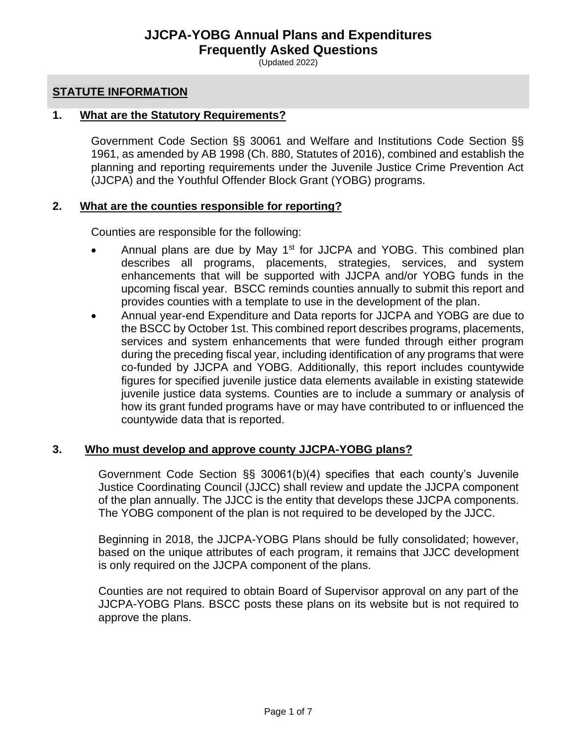# JJCPA-YOBG Annual Plans and Expenditures
# Frequently Asked Questions

(Updated 2022)

## STATUTE INFORMATION

### 1. What are the Statutory Requirements?

Government Code Section §§ 30061 and Welfare and Institutions Code Section §§ 1961, as amended by AB 1998 (Ch. 880, Statutes of 2016), combined and establish the planning and reporting requirements under the Juvenile Justice Crime Prevention Act (JJCPA) and the Youthful Offender Block Grant (YOBG) programs.

### 2. What are the counties responsible for reporting?

Counties are responsible for the following:

- Annual plans are due by May 1st for JJCPA and YOBG. This combined plan describes all programs, placements, strategies, services, and system enhancements that will be supported with JJCPA and/or YOBG funds in the upcoming fiscal year. BSCC reminds counties annually to submit this report and provides counties with a template to use in the development of the plan.
- Annual year-end Expenditure and Data reports for JJCPA and YOBG are due to the BSCC by October 1st. This combined report describes programs, placements, services and system enhancements that were funded through either program during the preceding fiscal year, including identification of any programs that were co-funded by JJCPA and YOBG. Additionally, this report includes countywide figures for specified juvenile justice data elements available in existing statewide juvenile justice data systems. Counties are to include a summary or analysis of how its grant funded programs have or may have contributed to or influenced the countywide data that is reported.

### 3. Who must develop and approve county JJCPA-YOBG plans?

Government Code Section §§ 30061(b)(4) specifies that each county's Juvenile Justice Coordinating Council (JJCC) shall review and update the JJCPA component of the plan annually. The JJCC is the entity that develops these JJCPA components. The YOBG component of the plan is not required to be developed by the JJCC.

Beginning in 2018, the JJCPA-YOBG Plans should be fully consolidated; however, based on the unique attributes of each program, it remains that JJCC development is only required on the JJCPA component of the plans.

Counties are not required to obtain Board of Supervisor approval on any part of the JJCPA-YOBG Plans. BSCC posts these plans on its website but is not required to approve the plans.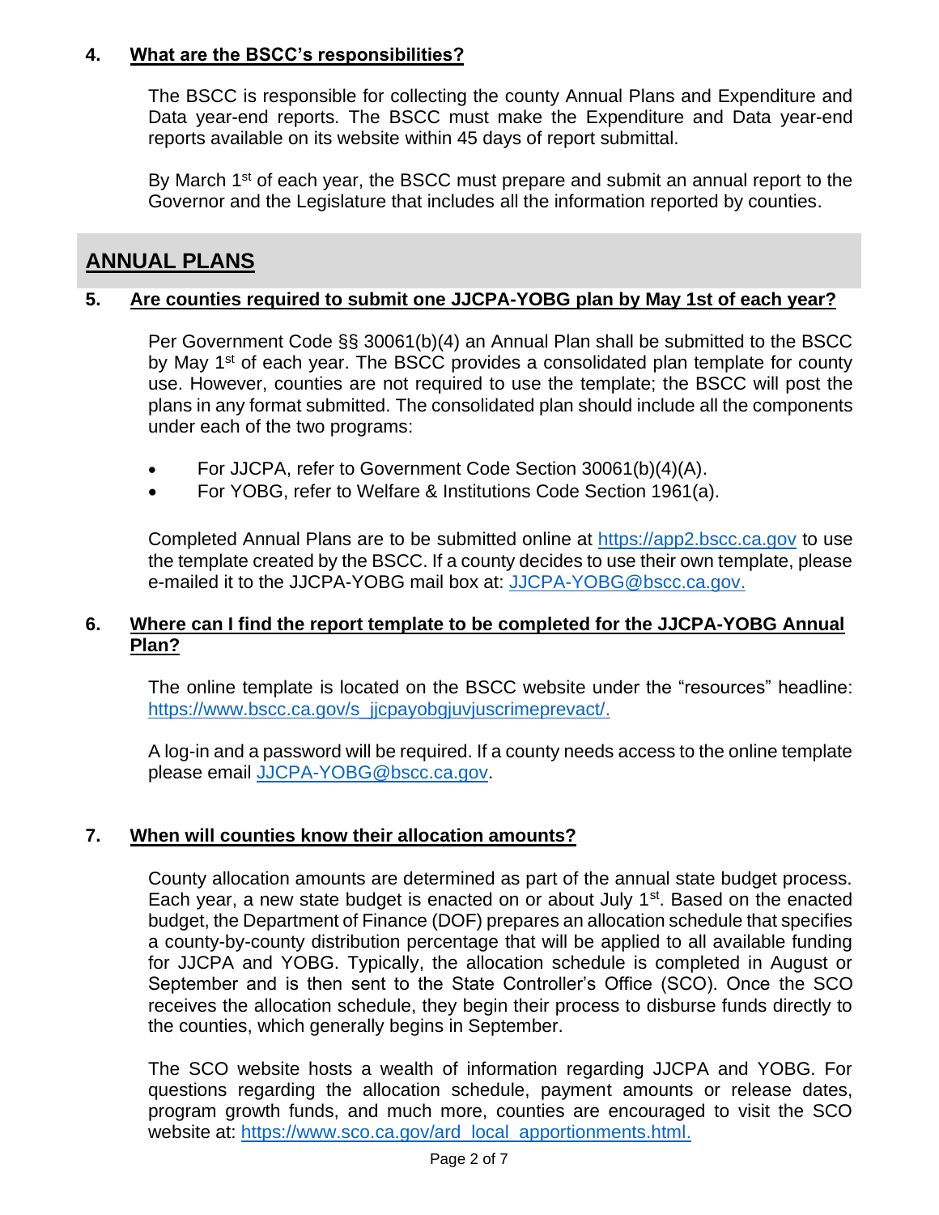## 4. What are the BSCC's responsibilities?

The BSCC is responsible for collecting the county Annual Plans and Expenditure and Data year-end reports. The BSCC must make the Expenditure and Data year-end reports available on its website within 45 days of report submittal.

By March 1st of each year, the BSCC must prepare and submit an annual report to the Governor and the Legislature that includes all the information reported by counties.

# ANNUAL PLANS

## 5. Are counties required to submit one JJCPA-YOBG plan by May 1st of each year?

Per Government Code §§ 30061(b)(4) an Annual Plan shall be submitted to the BSCC by May 1st of each year. The BSCC provides a consolidated plan template for county use. However, counties are not required to use the template; the BSCC will post the plans in any format submitted. The consolidated plan should include all the components under each of the two programs:

- For JJCPA, refer to Government Code Section 30061(b)(4)(A).
- For YOBG, refer to Welfare & Institutions Code Section 1961(a).

Completed Annual Plans are to be submitted online at https://app2.bscc.ca.gov to use the template created by the BSCC. If a county decides to use their own template, please e-mailed it to the JJCPA-YOBG mail box at: JJCPA-YOBG@bscc.ca.gov.

## 6. Where can I find the report template to be completed for the JJCPA-YOBG Annual Plan?

The online template is located on the BSCC website under the "resources" headline: https://www.bscc.ca.gov/s_jjcpayobgjuvjuscrimeprevact/.

A log-in and a password will be required. If a county needs access to the online template please email JJCPA-YOBG@bscc.ca.gov.

## 7. When will counties know their allocation amounts?

County allocation amounts are determined as part of the annual state budget process. Each year, a new state budget is enacted on or about July 1st. Based on the enacted budget, the Department of Finance (DOF) prepares an allocation schedule that specifies a county-by-county distribution percentage that will be applied to all available funding for JJCPA and YOBG. Typically, the allocation schedule is completed in August or September and is then sent to the State Controller's Office (SCO). Once the SCO receives the allocation schedule, they begin their process to disburse funds directly to the counties, which generally begins in September.

The SCO website hosts a wealth of information regarding JJCPA and YOBG. For questions regarding the allocation schedule, payment amounts or release dates, program growth funds, and much more, counties are encouraged to visit the SCO website at: https://www.sco.ca.gov/ard_local_apportionments.html.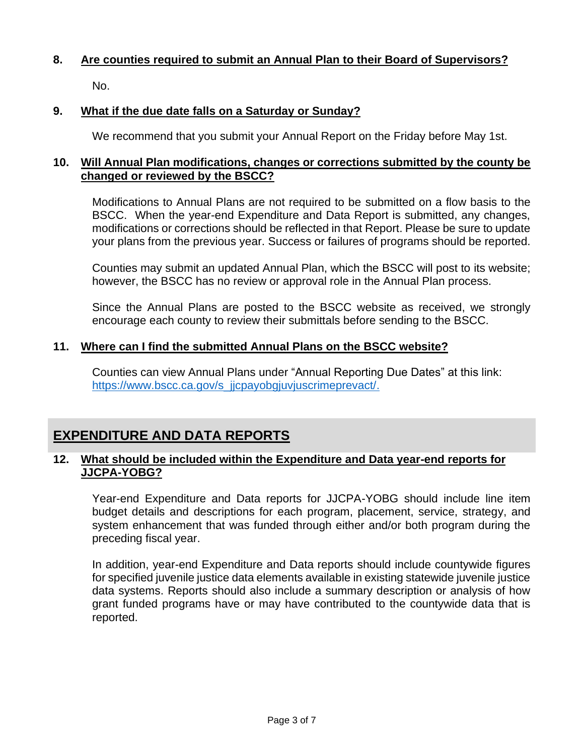**8. Are counties required to submit an Annual Plan to their Board of Supervisors?**

No.

**9. What if the due date falls on a Saturday or Sunday?**

We recommend that you submit your Annual Report on the Friday before May 1st.

**10. Will Annual Plan modifications, changes or corrections submitted by the county be changed or reviewed by the BSCC?**

Modifications to Annual Plans are not required to be submitted on a flow basis to the BSCC. When the year-end Expenditure and Data Report is submitted, any changes, modifications or corrections should be reflected in that Report. Please be sure to update your plans from the previous year. Success or failures of programs should be reported.

Counties may submit an updated Annual Plan, which the BSCC will post to its website; however, the BSCC has no review or approval role in the Annual Plan process.

Since the Annual Plans are posted to the BSCC website as received, we strongly encourage each county to review their submittals before sending to the BSCC.

**11. Where can I find the submitted Annual Plans on the BSCC website?**

Counties can view Annual Plans under "Annual Reporting Due Dates" at this link: [https://www.bscc.ca.gov/s_jjcpayobgjuvjuscrimeprevact/.](https://www.bscc.ca.gov/s_jjcpayobgjuvjuscrimeprevact/)

## EXPENDITURE AND DATA REPORTS

**12. What should be included within the Expenditure and Data year-end reports for JJCPA-YOBG?**

Year-end Expenditure and Data reports for JJCPA-YOBG should include line item budget details and descriptions for each program, placement, service, strategy, and system enhancement that was funded through either and/or both program during the preceding fiscal year.

In addition, year-end Expenditure and Data reports should include countywide figures for specified juvenile justice data elements available in existing statewide juvenile justice data systems. Reports should also include a summary description or analysis of how grant funded programs have or may have contributed to the countywide data that is reported.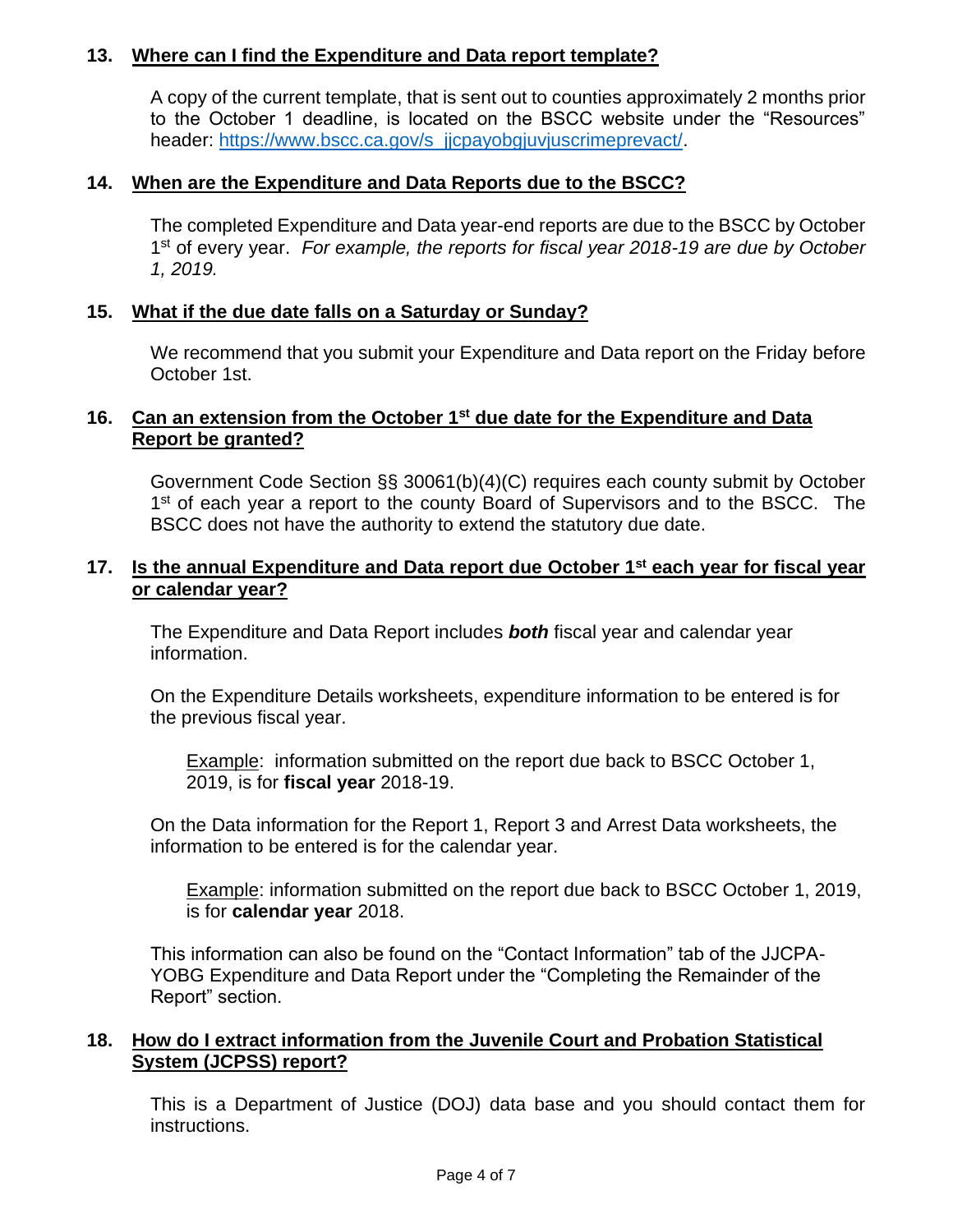## 13. Where can I find the Expenditure and Data report template?

A copy of the current template, that is sent out to counties approximately 2 months prior to the October 1 deadline, is located on the BSCC website under the "Resources" header: https://www.bscc.ca.gov/s_jjcpayobgjuvjuscrimeprevact/.

## 14. When are the Expenditure and Data Reports due to the BSCC?

The completed Expenditure and Data year-end reports are due to the BSCC by October 1st of every year. *For example, the reports for fiscal year 2018-19 are due by October 1, 2019.*

## 15. What if the due date falls on a Saturday or Sunday?

We recommend that you submit your Expenditure and Data report on the Friday before October 1st.

## 16. Can an extension from the October 1st due date for the Expenditure and Data Report be granted?

Government Code Section §§ 30061(b)(4)(C) requires each county submit by October 1st of each year a report to the county Board of Supervisors and to the BSCC. The BSCC does not have the authority to extend the statutory due date.

## 17. Is the annual Expenditure and Data report due October 1st each year for fiscal year or calendar year?

The Expenditure and Data Report includes ***both*** fiscal year and calendar year information.

On the Expenditure Details worksheets, expenditure information to be entered is for the previous fiscal year.

> Example: information submitted on the report due back to BSCC October 1, 2019, is for **fiscal year** 2018-19.

On the Data information for the Report 1, Report 3 and Arrest Data worksheets, the information to be entered is for the calendar year.

> Example: information submitted on the report due back to BSCC October 1, 2019, is for **calendar year** 2018.

This information can also be found on the "Contact Information" tab of the JJCPA-YOBG Expenditure and Data Report under the "Completing the Remainder of the Report" section.

## 18. How do I extract information from the Juvenile Court and Probation Statistical System (JCPSS) report?

This is a Department of Justice (DOJ) data base and you should contact them for instructions.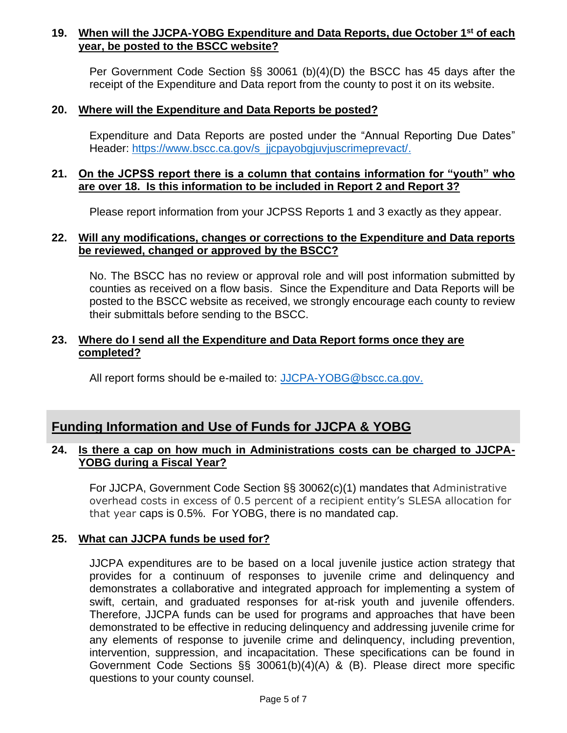**19. When will the JJCPA-YOBG Expenditure and Data Reports, due October 1st of each year, be posted to the BSCC website?**

Per Government Code Section §§ 30061 (b)(4)(D) the BSCC has 45 days after the receipt of the Expenditure and Data report from the county to post it on its website.

**20. Where will the Expenditure and Data Reports be posted?**

Expenditure and Data Reports are posted under the "Annual Reporting Due Dates" Header: https://www.bscc.ca.gov/s_jjcpayobgjuvjuscrimeprevact/.

**21. On the JCPSS report there is a column that contains information for "youth" who are over 18. Is this information to be included in Report 2 and Report 3?**

Please report information from your JCPSS Reports 1 and 3 exactly as they appear.

**22. Will any modifications, changes or corrections to the Expenditure and Data reports be reviewed, changed or approved by the BSCC?**

No. The BSCC has no review or approval role and will post information submitted by counties as received on a flow basis. Since the Expenditure and Data Reports will be posted to the BSCC website as received, we strongly encourage each county to review their submittals before sending to the BSCC.

**23. Where do I send all the Expenditure and Data Report forms once they are completed?**

All report forms should be e-mailed to: JJCPA-YOBG@bscc.ca.gov.

## Funding Information and Use of Funds for JJCPA & YOBG

**24. Is there a cap on how much in Administrations costs can be charged to JJCPA-YOBG during a Fiscal Year?**

For JJCPA, Government Code Section §§ 30062(c)(1) mandates that Administrative overhead costs in excess of 0.5 percent of a recipient entity's SLESA allocation for that year caps is 0.5%. For YOBG, there is no mandated cap.

**25. What can JJCPA funds be used for?**

JJCPA expenditures are to be based on a local juvenile justice action strategy that provides for a continuum of responses to juvenile crime and delinquency and demonstrates a collaborative and integrated approach for implementing a system of swift, certain, and graduated responses for at-risk youth and juvenile offenders. Therefore, JJCPA funds can be used for programs and approaches that have been demonstrated to be effective in reducing delinquency and addressing juvenile crime for any elements of response to juvenile crime and delinquency, including prevention, intervention, suppression, and incapacitation. These specifications can be found in Government Code Sections §§ 30061(b)(4)(A) & (B). Please direct more specific questions to your county counsel.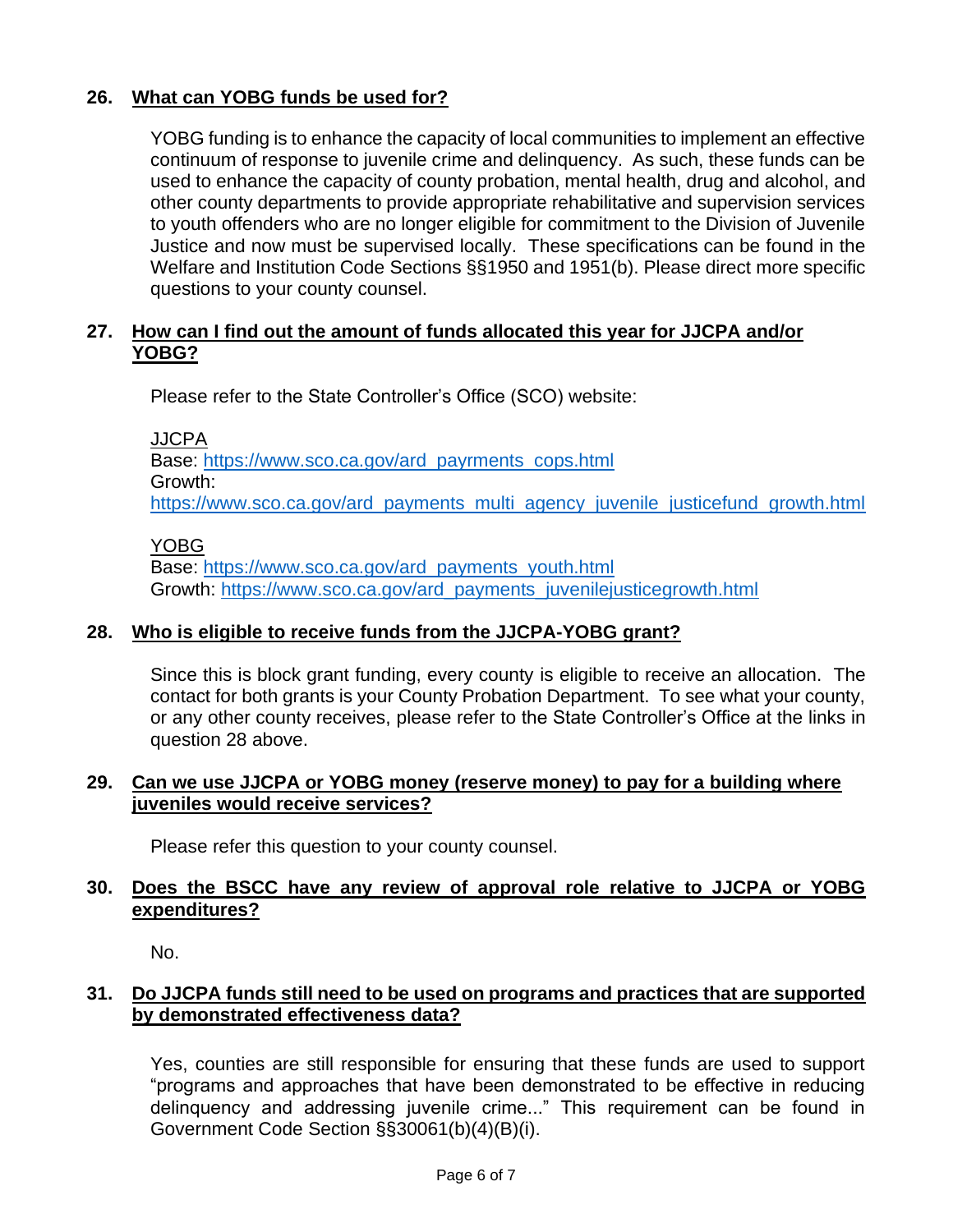**26. What can YOBG funds be used for?**

YOBG funding is to enhance the capacity of local communities to implement an effective continuum of response to juvenile crime and delinquency. As such, these funds can be used to enhance the capacity of county probation, mental health, drug and alcohol, and other county departments to provide appropriate rehabilitative and supervision services to youth offenders who are no longer eligible for commitment to the Division of Juvenile Justice and now must be supervised locally. These specifications can be found in the Welfare and Institution Code Sections §§1950 and 1951(b). Please direct more specific questions to your county counsel.

**27. How can I find out the amount of funds allocated this year for JJCPA and/or YOBG?**

Please refer to the State Controller's Office (SCO) website:

JJCPA
Base: https://www.sco.ca.gov/ard_payrments_cops.html
Growth:
https://www.sco.ca.gov/ard_payments_multi_agency_juvenile_justicefund_growth.html

YOBG
Base: https://www.sco.ca.gov/ard_payments_youth.html
Growth: https://www.sco.ca.gov/ard_payments_juvenilejusticegrowth.html

**28. Who is eligible to receive funds from the JJCPA-YOBG grant?**

Since this is block grant funding, every county is eligible to receive an allocation. The contact for both grants is your County Probation Department. To see what your county, or any other county receives, please refer to the State Controller's Office at the links in question 28 above.

**29. Can we use JJCPA or YOBG money (reserve money) to pay for a building where juveniles would receive services?**

Please refer this question to your county counsel.

**30. Does the BSCC have any review of approval role relative to JJCPA or YOBG expenditures?**

No.

**31. Do JJCPA funds still need to be used on programs and practices that are supported by demonstrated effectiveness data?**

Yes, counties are still responsible for ensuring that these funds are used to support "programs and approaches that have been demonstrated to be effective in reducing delinquency and addressing juvenile crime..." This requirement can be found in Government Code Section §§30061(b)(4)(B)(i).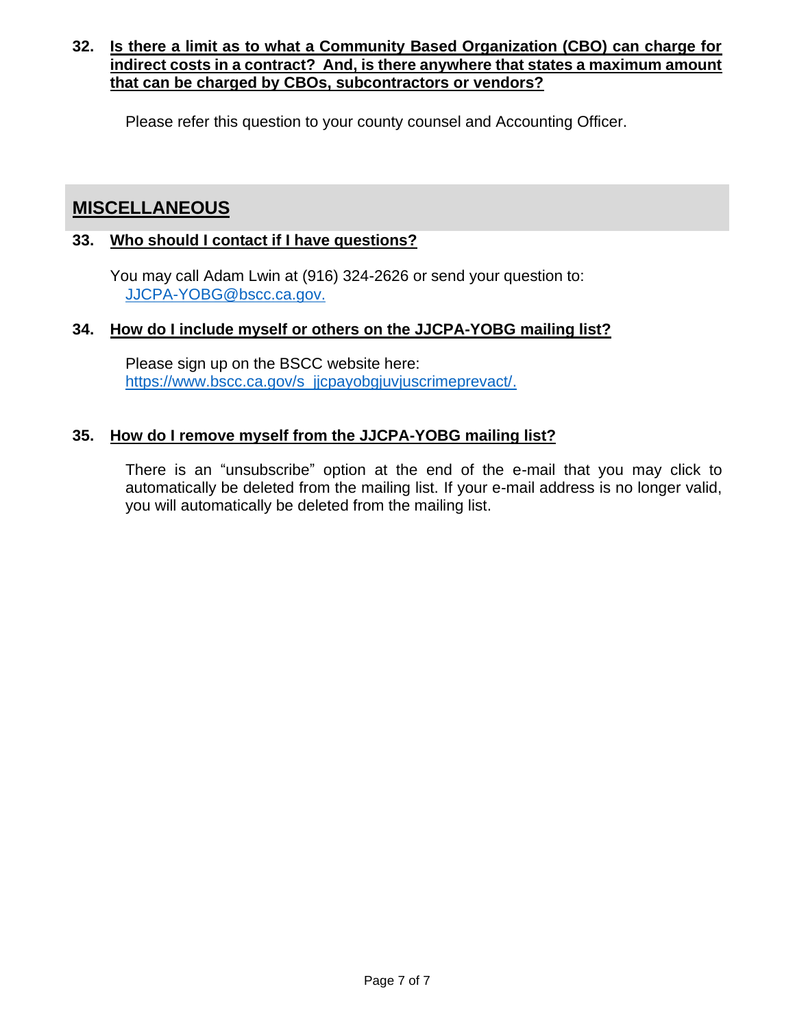**32. Is there a limit as to what a Community Based Organization (CBO) can charge for indirect costs in a contract? And, is there anywhere that states a maximum amount that can be charged by CBOs, subcontractors or vendors?**

Please refer this question to your county counsel and Accounting Officer.

## MISCELLANEOUS

**33. Who should I contact if I have questions?**

You may call Adam Lwin at (916) 324-2626 or send your question to: JJCPA-YOBG@bscc.ca.gov.

**34. How do I include myself or others on the JJCPA-YOBG mailing list?**

Please sign up on the BSCC website here: https://www.bscc.ca.gov/s_jjcpayobgjuvjuscrimeprevact/.

**35. How do I remove myself from the JJCPA-YOBG mailing list?**

There is an "unsubscribe" option at the end of the e-mail that you may click to automatically be deleted from the mailing list. If your e-mail address is no longer valid, you will automatically be deleted from the mailing list.